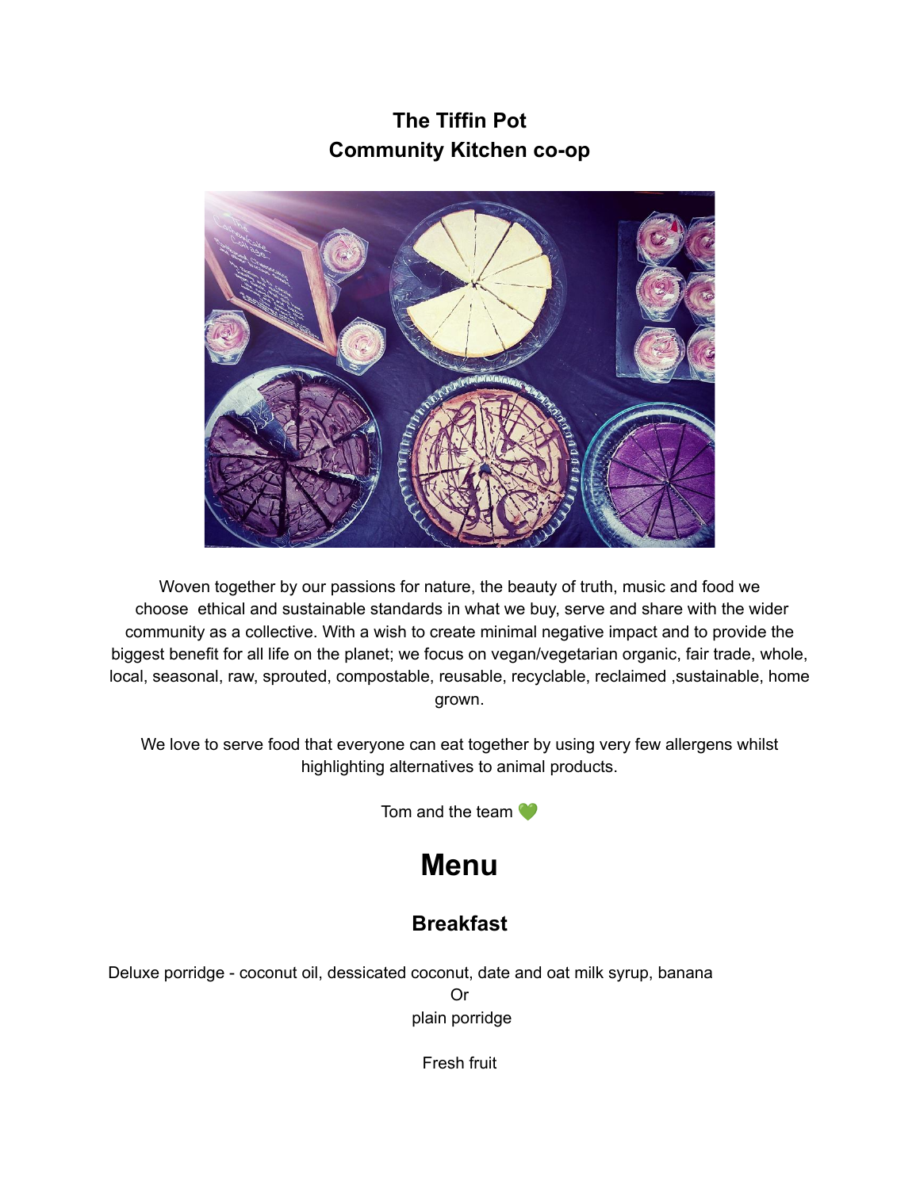# The Tiffin Pot
## Community Kitchen co-op

Woven together by our passions for nature, the beauty of truth, music and food we choose ethical and sustainable standards in what we buy, serve and share with the wider community as a collective. With a wish to create minimal negative impact and to provide the biggest benefit for all life on the planet; we focus on vegan/vegetarian organic, fair trade, whole, local, seasonal, raw, sprouted, compostable, reusable, recyclable, reclaimed ,sustainable, home grown.

We love to serve food that everyone can eat together by using very few allergens whilst highlighting alternatives to animal products.

Tom and the team 💚

# Menu

## Breakfast

Deluxe porridge - coconut oil, dessicated coconut, date and oat milk syrup, banana

Or

plain porridge

Fresh fruit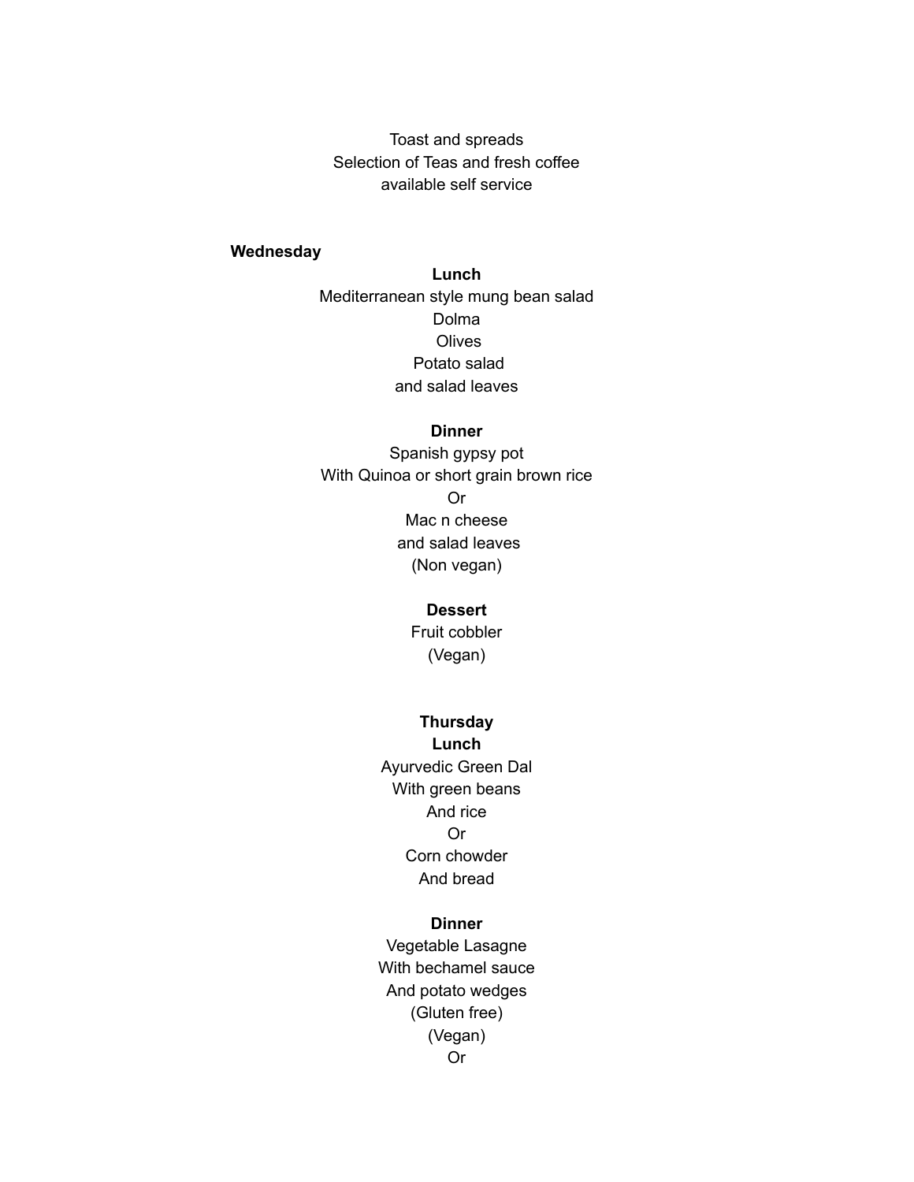Toast and spreads
Selection of Teas and fresh coffee
available self service

**Wednesday**

**Lunch**

Mediterranean style mung bean salad
Dolma
Olives
Potato salad
and salad leaves

**Dinner**

Spanish gypsy pot
With Quinoa or short grain brown rice
Or
Mac n cheese
and salad leaves
(Non vegan)

**Dessert**

Fruit cobbler
(Vegan)

**Thursday**

**Lunch**

Ayurvedic Green Dal
With green beans
And rice
Or
Corn chowder
And bread

**Dinner**

Vegetable Lasagne
With bechamel sauce
And potato wedges
(Gluten free)
(Vegan)
Or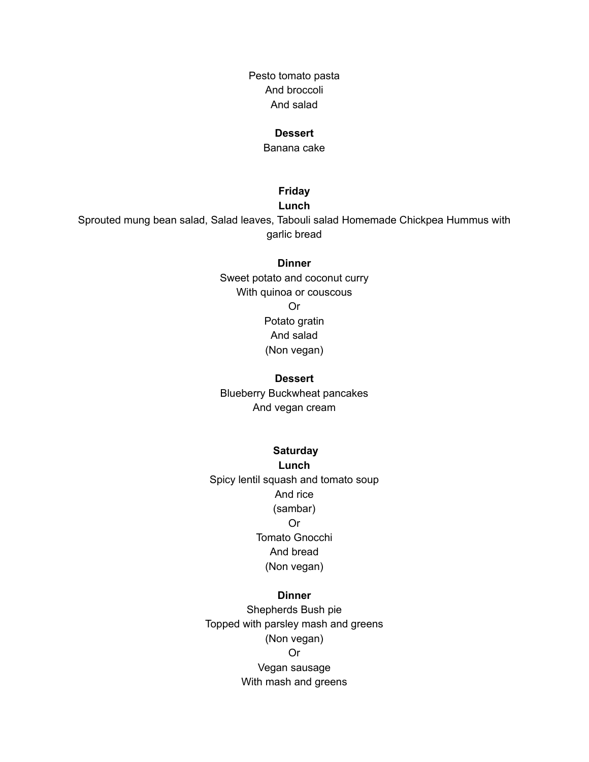Pesto tomato pasta
And broccoli
And salad

**Dessert**
Banana cake

**Friday**
**Lunch**
Sprouted mung bean salad, Salad leaves, Tabouli salad Homemade Chickpea Hummus with garlic bread

**Dinner**
Sweet potato and coconut curry
With quinoa or couscous
Or
Potato gratin
And salad
(Non vegan)

**Dessert**
Blueberry Buckwheat pancakes
And vegan cream

**Saturday**
**Lunch**
Spicy lentil squash and tomato soup
And rice
(sambar)
Or
Tomato Gnocchi
And bread
(Non vegan)

**Dinner**
Shepherds Bush pie
Topped with parsley mash and greens
(Non vegan)
Or
Vegan sausage
With mash and greens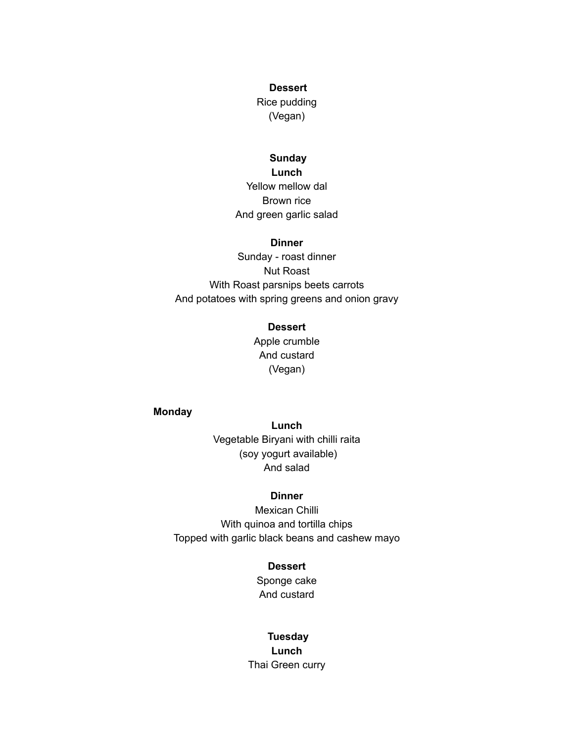**Dessert**

Rice pudding

(Vegan)

**Sunday**

**Lunch**

Yellow mellow dal

Brown rice

And green garlic salad

**Dinner**

Sunday - roast dinner

Nut Roast

With Roast parsnips beets carrots

And potatoes with spring greens and onion gravy

**Dessert**

Apple crumble

And custard

(Vegan)

**Monday**

**Lunch**

Vegetable Biryani with chilli raita

(soy yogurt available)

And salad

**Dinner**

Mexican Chilli

With quinoa and tortilla chips

Topped with garlic black beans and cashew mayo

**Dessert**

Sponge cake

And custard

**Tuesday**

**Lunch**

Thai Green curry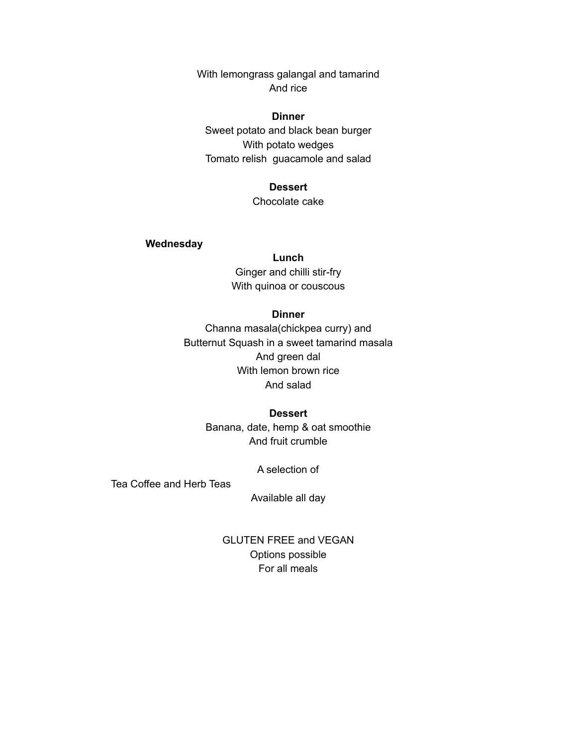With lemongrass galangal and tamarind
And rice

**Dinner**
Sweet potato and black bean burger
With potato wedges
Tomato relish  guacamole and salad

**Dessert**
Chocolate cake

**Wednesday**

**Lunch**
Ginger and chilli stir-fry
With quinoa or couscous

**Dinner**
Channa masala(chickpea curry) and
Butternut Squash in a sweet tamarind masala
And green dal
With lemon brown rice
And salad

**Dessert**
Banana, date, hemp & oat smoothie
And fruit crumble

A selection of
Tea Coffee and Herb Teas
Available all day

GLUTEN FREE and VEGAN
Options possible
For all meals